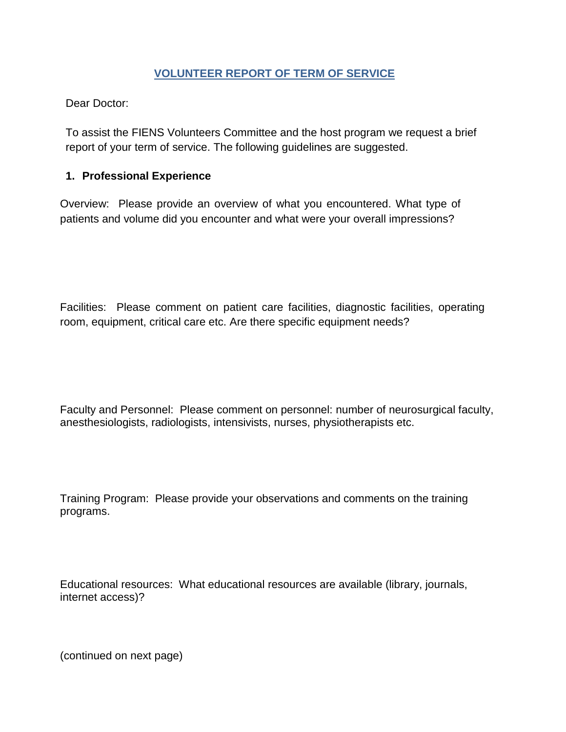# VOLUNTEER REPORT OF TERM OF SERVICE

Dear Doctor:

To assist the FIENS Volunteers Committee and the host program we request a brief report of your term of service. The following guidelines are suggested.

## 1. Professional Experience

Overview: Please provide an overview of what you encountered. What type of patients and volume did you encounter and what were your overall impressions?

Facilities: Please comment on patient care facilities, diagnostic facilities, operating room, equipment, critical care etc. Are there specific equipment needs?

Faculty and Personnel: Please comment on personnel: number of neurosurgical faculty, anesthesiologists, radiologists, intensivists, nurses, physiotherapists etc.

Training Program: Please provide your observations and comments on the training programs.

Educational resources: What educational resources are available (library, journals, internet access)?

(continued on next page)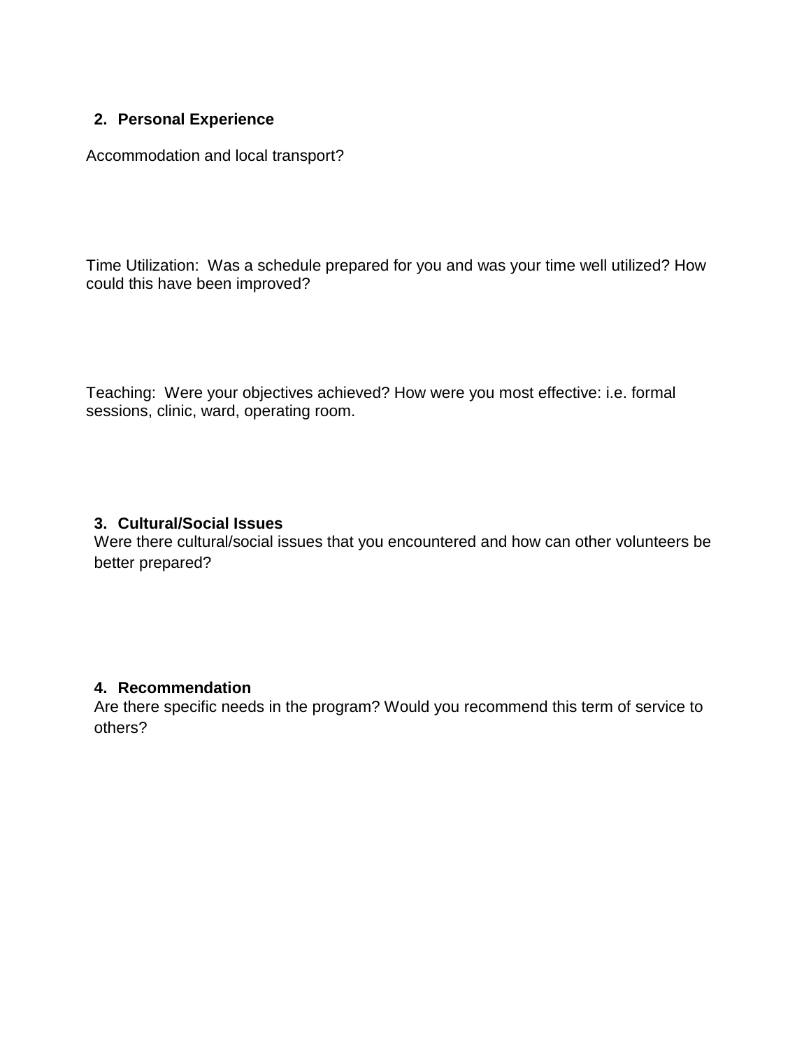## 2. Personal Experience

Accommodation and local transport?

Time Utilization: Was a schedule prepared for you and was your time well utilized? How could this have been improved?

Teaching: Were your objectives achieved? How were you most effective: i.e. formal sessions, clinic, ward, operating room.

## 3. Cultural/Social Issues

Were there cultural/social issues that you encountered and how can other volunteers be better prepared?

## 4. Recommendation

Are there specific needs in the program? Would you recommend this term of service to others?